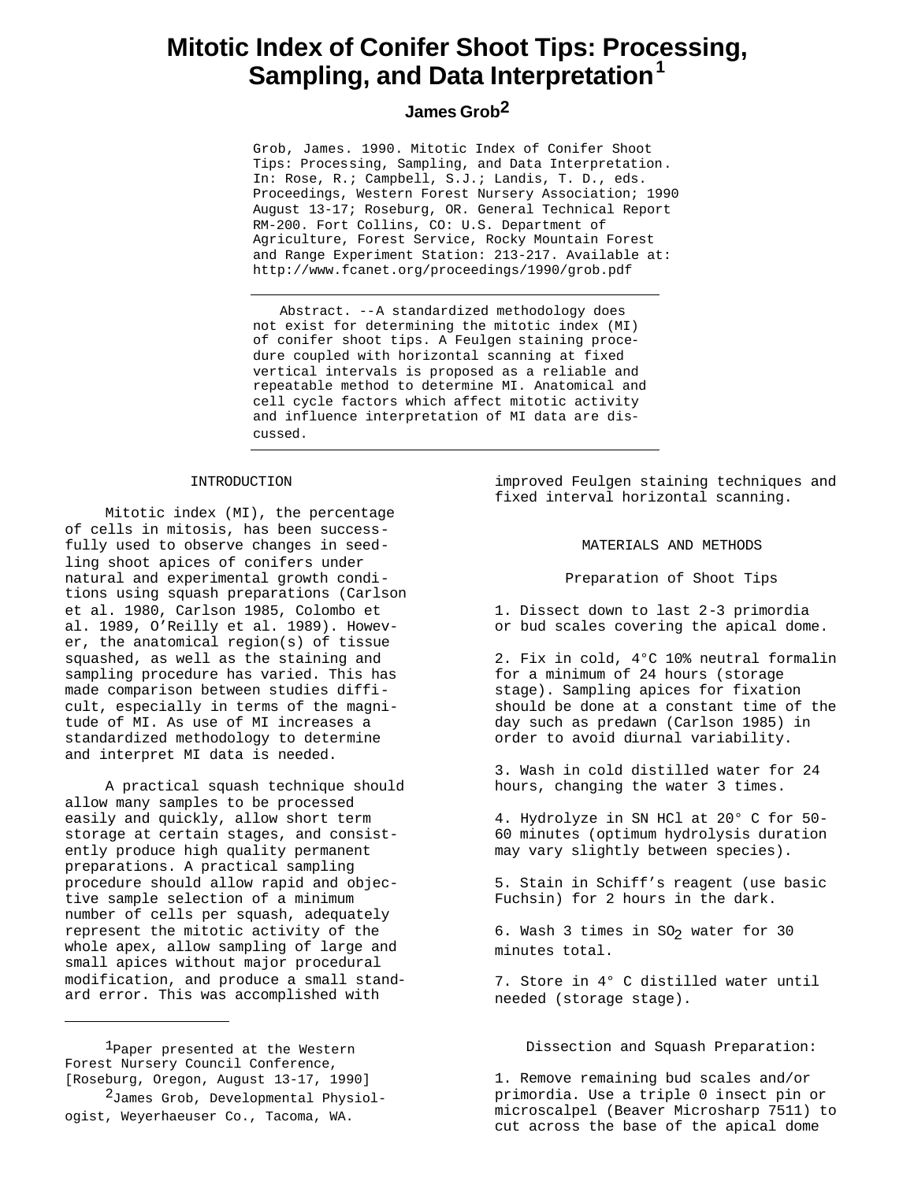# Mitotic Index of Conifer Shoot Tips: Processing, Sampling, and Data Interpretation[1]

**James Grob[2]**

Grob, James. 1990. Mitotic Index of Conifer Shoot Tips: Processing, Sampling, and Data Interpretation. In: Rose, R.; Campbell, S.J.; Landis, T. D., eds. Proceedings, Western Forest Nursery Association; 1990 August 13-17; Roseburg, OR. General Technical Report RM-200. Fort Collins, CO: U.S. Department of Agriculture, Forest Service, Rocky Mountain Forest and Range Experiment Station: 213-217. Available at: http://www.fcanet.org/proceedings/1990/grob.pdf

Abstract. --A standardized methodology does not exist for determining the mitotic index (MI) of conifer shoot tips. A Feulgen staining procedure coupled with horizontal scanning at fixed vertical intervals is proposed as a reliable and repeatable method to determine MI. Anatomical and cell cycle factors which affect mitotic activity and influence interpretation of MI data are discussed.

## INTRODUCTION

Mitotic index (MI), the percentage of cells in mitosis, has been successfully used to observe changes in seedling shoot apices of conifers under natural and experimental growth conditions using squash preparations (Carlson et al. 1980, Carlson 1985, Colombo et al. 1989, O'Reilly et al. 1989). However, the anatomical region(s) of tissue squashed, as well as the staining and sampling procedure has varied. This has made comparison between studies difficult, especially in terms of the magnitude of MI. As use of MI increases a standardized methodology to determine and interpret MI data is needed.

A practical squash technique should allow many samples to be processed easily and quickly, allow short term storage at certain stages, and consistently produce high quality permanent preparations. A practical sampling procedure should allow rapid and objective sample selection of a minimum number of cells per squash, adequately represent the mitotic activity of the whole apex, allow sampling of large and small apices without major procedural modification, and produce a small standard error. This was accomplished with improved Feulgen staining techniques and fixed interval horizontal scanning.

## MATERIALS AND METHODS

### Preparation of Shoot Tips

1. Dissect down to last 2-3 primordia or bud scales covering the apical dome.

2. Fix in cold, 4°C 10% neutral formalin for a minimum of 24 hours (storage stage). Sampling apices for fixation should be done at a constant time of the day such as predawn (Carlson 1985) in order to avoid diurnal variability.

3. Wash in cold distilled water for 24 hours, changing the water 3 times.

4. Hydrolyze in SN HCl at 20° C for 50-60 minutes (optimum hydrolysis duration may vary slightly between species).

5. Stain in Schiff's reagent (use basic Fuchsin) for 2 hours in the dark.

6. Wash 3 times in $SO_2$ water for 30 minutes total.

7. Store in 4° C distilled water until needed (storage stage).

### Dissection and Squash Preparation:

1. Remove remaining bud scales and/or primordia. Use a triple 0 insect pin or microscalpel (Beaver Microsharp 7511) to cut across the base of the apical dome

---

[1] Paper presented at the Western Forest Nursery Council Conference, [Roseburg, Oregon, August 13-17, 1990]

[2] James Grob, Developmental Physiologist, Weyerhaeuser Co., Tacoma, WA.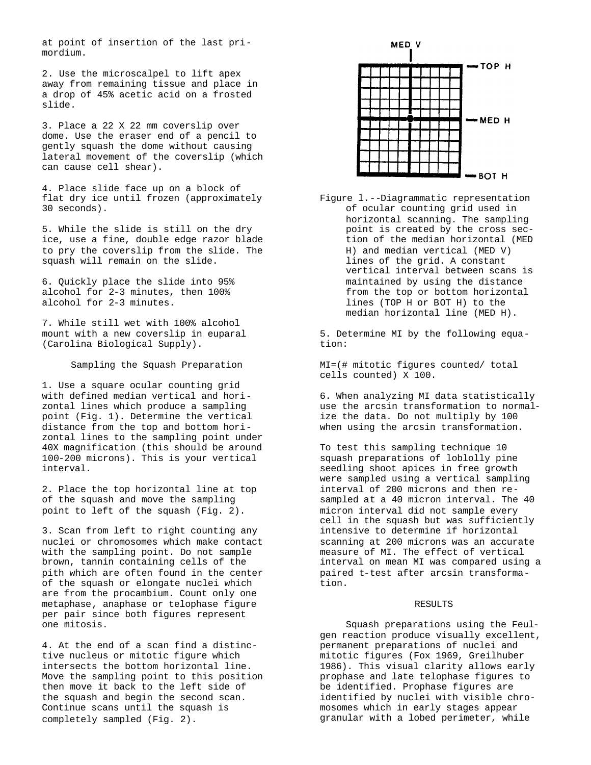at point of insertion of the last primordium.

2. Use the microscalpel to lift apex away from remaining tissue and place in a drop of 45% acetic acid on a frosted slide.

3. Place a 22 X 22 mm coverslip over dome. Use the eraser end of a pencil to gently squash the dome without causing lateral movement of the coverslip (which can cause cell shear).

4. Place slide face up on a block of flat dry ice until frozen (approximately 30 seconds).

5. While the slide is still on the dry ice, use a fine, double edge razor blade to pry the coverslip from the slide. The squash will remain on the slide.

6. Quickly place the slide into 95% alcohol for 2-3 minutes, then 100% alcohol for 2-3 minutes.

7. While still wet with 100% alcohol mount with a new coverslip in euparal (Carolina Biological Supply).

### Sampling the Squash Preparation

1. Use a square ocular counting grid with defined median vertical and horizontal lines which produce a sampling point (Fig. 1). Determine the vertical distance from the top and bottom horizontal lines to the sampling point under 40X magnification (this should be around 100-200 microns). This is your vertical interval.

2. Place the top horizontal line at top of the squash and move the sampling point to left of the squash (Fig. 2).

3. Scan from left to right counting any nuclei or chromosomes which make contact with the sampling point. Do not sample brown, tannin containing cells of the pith which are often found in the center of the squash or elongate nuclei which are from the procambium. Count only one metaphase, anaphase or telophase figure per pair since both figures represent one mitosis.

4. At the end of a scan find a distinctive nucleus or mitotic figure which intersects the bottom horizontal line. Move the sampling point to this position then move it back to the left side of the squash and begin the second scan. Continue scans until the squash is completely sampled (Fig. 2).

Figure l.--Diagrammatic representation of ocular counting grid used in horizontal scanning. The sampling point is created by the cross section of the median horizontal (MED H) and median vertical (MED V) lines of the grid. A constant vertical interval between scans is maintained by using the distance from the top or bottom horizontal lines (TOP H or BOT H) to the median horizontal line (MED H).

5. Determine MI by the following equation:

MI=(# mitotic figures counted/ total cells counted) X 100.

6. When analyzing MI data statistically use the arcsin transformation to normalize the data. Do not multiply by 100 when using the arcsin transformation.

To test this sampling technique 10 squash preparations of loblolly pine seedling shoot apices in free growth were sampled using a vertical sampling interval of 200 microns and then resampled at a 40 micron interval. The 40 micron interval did not sample every cell in the squash but was sufficiently intensive to determine if horizontal scanning at 200 microns was an accurate measure of MI. The effect of vertical interval on mean MI was compared using a paired t-test after arcsin transformation.

## RESULTS

Squash preparations using the Feulgen reaction produce visually excellent, permanent preparations of nuclei and mitotic figures (Fox 1969, Greilhuber 1986). This visual clarity allows early prophase and late telophase figures to be identified. Prophase figures are identified by nuclei with visible chromosomes which in early stages appear granular with a lobed perimeter, while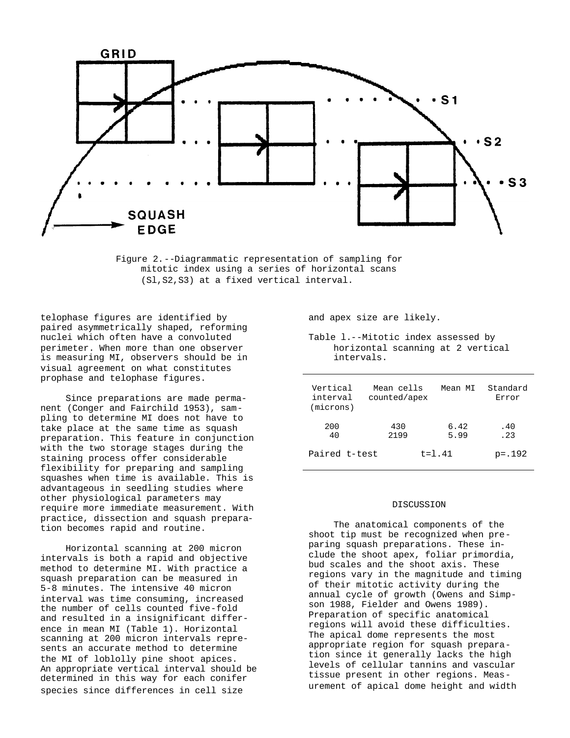Figure 2.--Diagrammatic representation of sampling for mitotic index using a series of horizontal scans (S1,S2,S3) at a fixed vertical interval.

telophase figures are identified by paired asymmetrically shaped, reforming nuclei which often have a convoluted perimeter. When more than one observer is measuring MI, observers should be in visual agreement on what constitutes prophase and telophase figures.

Since preparations are made permanent (Conger and Fairchild 1953), sampling to determine MI does not have to take place at the same time as squash preparation. This feature in conjunction with the two storage stages during the staining process offer considerable flexibility for preparing and sampling squashes when time is available. This is advantageous in seedling studies where other physiological parameters may require more immediate measurement. With practice, dissection and squash preparation becomes rapid and routine.

Horizontal scanning at 200 micron intervals is both a rapid and objective method to determine MI. With practice a squash preparation can be measured in 5-8 minutes. The intensive 40 micron interval was time consuming, increased the number of cells counted five-fold and resulted in a insignificant difference in mean MI (Table 1). Horizontal scanning at 200 micron intervals represents an accurate method to determine the MI of loblolly pine shoot apices. An appropriate vertical interval should be determined in this way for each conifer species since differences in cell size and apex size are likely.

Table 1.--Mitotic index assessed by horizontal scanning at 2 vertical intervals.

| Vertical interval (microns) | Mean cells counted/apex | Mean MI | Standard Error |
|---|---|---|---|
| 200 | 430 | 6.42 | .40 |
| 40 | 2199 | 5.99 | .23 |
| Paired t-test | | t=1.41 | p=.192 |

## DISCUSSION

The anatomical components of the shoot tip must be recognized when preparing squash preparations. These include the shoot apex, foliar primordia, bud scales and the shoot axis. These regions vary in the magnitude and timing of their mitotic activity during the annual cycle of growth (Owens and Simpson 1988, Fielder and Owens 1989). Preparation of specific anatomical regions will avoid these difficulties. The apical dome represents the most appropriate region for squash preparation since it generally lacks the high levels of cellular tannins and vascular tissue present in other regions. Measurement of apical dome height and width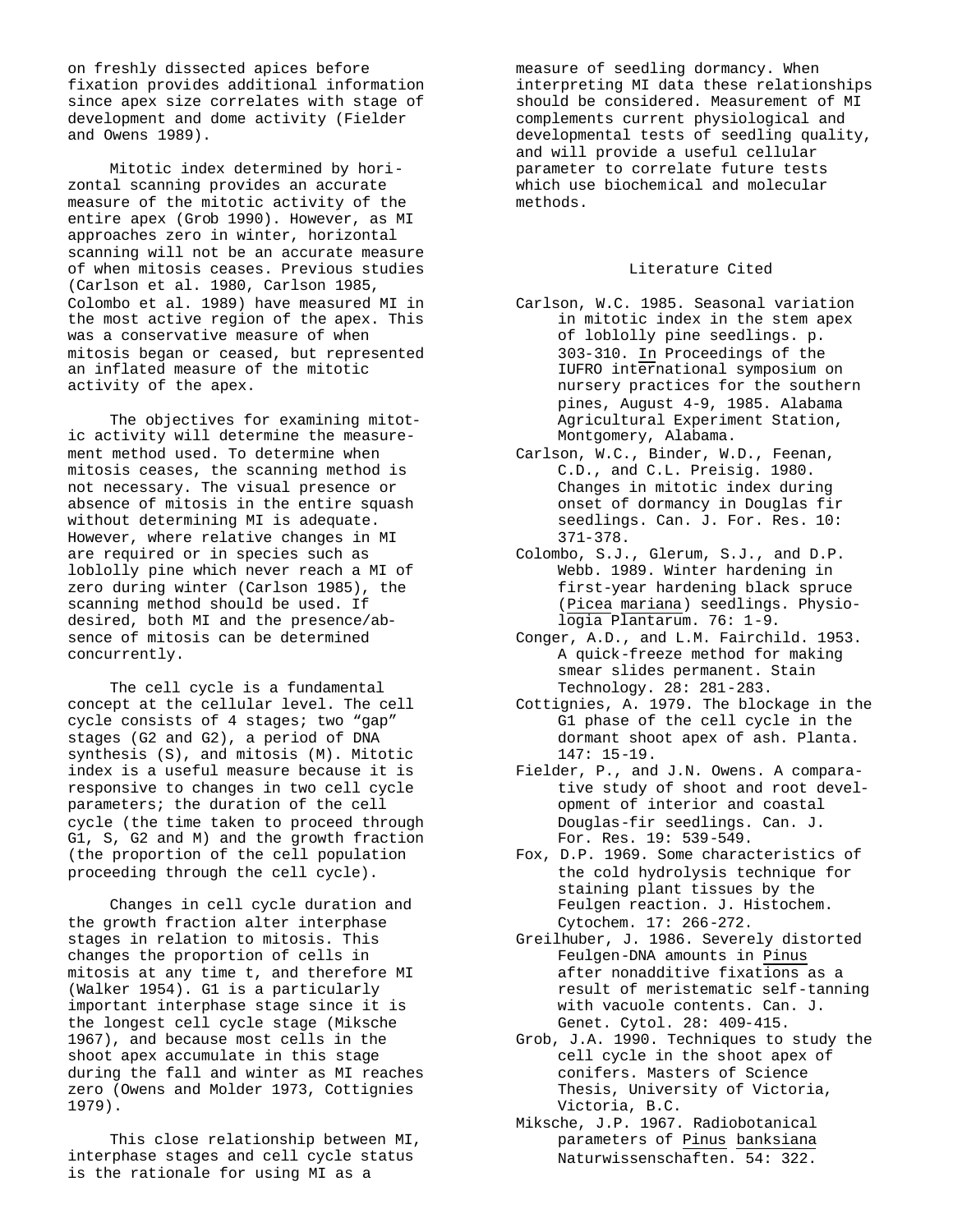on freshly dissected apices before fixation provides additional information since apex size correlates with stage of development and dome activity (Fielder and Owens 1989).

Mitotic index determined by horizontal scanning provides an accurate measure of the mitotic activity of the entire apex (Grob 1990). However, as MI approaches zero in winter, horizontal scanning will not be an accurate measure of when mitosis ceases. Previous studies (Carlson et al. 1980, Carlson 1985, Colombo et al. 1989) have measured MI in the most active region of the apex. This was a conservative measure of when mitosis began or ceased, but represented an inflated measure of the mitotic activity of the apex.

The objectives for examining mitotic activity will determine the measurement method used. To determine when mitosis ceases, the scanning method is not necessary. The visual presence or absence of mitosis in the entire squash without determining MI is adequate. However, where relative changes in MI are required or in species such as loblolly pine which never reach a MI of zero during winter (Carlson 1985), the scanning method should be used. If desired, both MI and the presence/absence of mitosis can be determined concurrently.

The cell cycle is a fundamental concept at the cellular level. The cell cycle consists of 4 stages; two "gap" stages (G2 and G2), a period of DNA synthesis (S), and mitosis (M). Mitotic index is a useful measure because it is responsive to changes in two cell cycle parameters; the duration of the cell cycle (the time taken to proceed through G1, S, G2 and M) and the growth fraction (the proportion of the cell population proceeding through the cell cycle).

Changes in cell cycle duration and the growth fraction alter interphase stages in relation to mitosis. This changes the proportion of cells in mitosis at any time t, and therefore MI (Walker 1954). G1 is a particularly important interphase stage since it is the longest cell cycle stage (Miksche 1967), and because most cells in the shoot apex accumulate in this stage during the fall and winter as MI reaches zero (Owens and Molder 1973, Cottignies 1979).

This close relationship between MI, interphase stages and cell cycle status is the rationale for using MI as a measure of seedling dormancy. When interpreting MI data these relationships should be considered. Measurement of MI complements current physiological and developmental tests of seedling quality, and will provide a useful cellular parameter to correlate future tests which use biochemical and molecular methods.

## Literature Cited

Carlson, W.C. 1985. Seasonal variation in mitotic index in the stem apex of loblolly pine seedlings. p. 303-310. In Proceedings of the IUFRO international symposium on nursery practices for the southern pines, August 4-9, 1985. Alabama Agricultural Experiment Station, Montgomery, Alabama.

Carlson, W.C., Binder, W.D., Feenan, C.D., and C.L. Preisig. 1980. Changes in mitotic index during onset of dormancy in Douglas fir seedlings. Can. J. For. Res. 10: 371-378.

Colombo, S.J., Glerum, S.J., and D.P. Webb. 1989. Winter hardening in first-year hardening black spruce (*Picea mariana*) seedlings. Physiologia Plantarum. 76: 1-9.

Conger, A.D., and L.M. Fairchild. 1953. A quick-freeze method for making smear slides permanent. Stain Technology. 28: 281-283.

Cottignies, A. 1979. The blockage in the G1 phase of the cell cycle in the dormant shoot apex of ash. Planta. 147: 15-19.

Fielder, P., and J.N. Owens. A comparative study of shoot and root development of interior and coastal Douglas-fir seedlings. Can. J. For. Res. 19: 539-549.

Fox, D.P. 1969. Some characteristics of the cold hydrolysis technique for staining plant tissues by the Feulgen reaction. J. Histochem. Cytochem. 17: 266-272.

Greilhuber, J. 1986. Severely distorted Feulgen-DNA amounts in *Pinus* after nonadditive fixations as a result of meristematic self-tanning with vacuole contents. Can. J. Genet. Cytol. 28: 409-415.

Grob, J.A. 1990. Techniques to study the cell cycle in the shoot apex of conifers. Masters of Science Thesis, University of Victoria, Victoria, B.C.

Miksche, J.P. 1967. Radiobotanical parameters of *Pinus banksiana* Naturwissenschaften. 54: 322.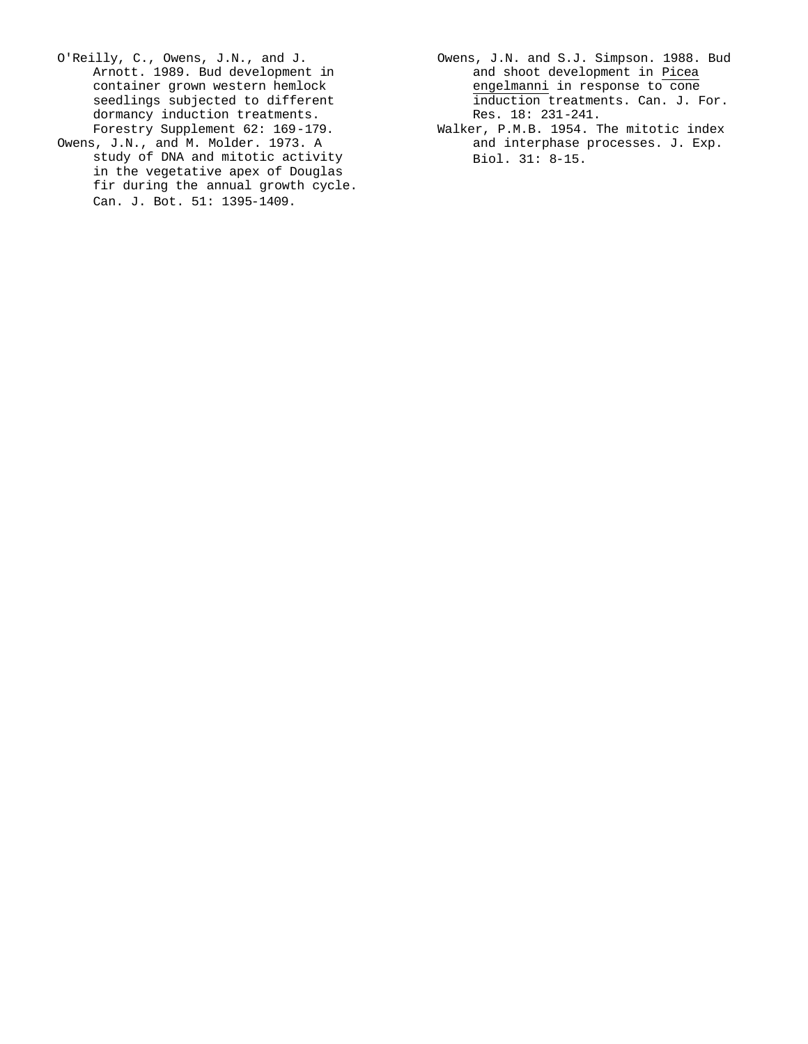O'Reilly, C., Owens, J.N., and J. Arnott. 1989. Bud development in container grown western hemlock seedlings subjected to different dormancy induction treatments. Forestry Supplement 62: 169-179.

Owens, J.N., and M. Molder. 1973. A study of DNA and mitotic activity in the vegetative apex of Douglas fir during the annual growth cycle. Can. J. Bot. 51: 1395-1409.

Owens, J.N. and S.J. Simpson. 1988. Bud and shoot development in *Picea engelmanni* in response to cone induction treatments. Can. J. For. Res. 18: 231-241.

Walker, P.M.B. 1954. The mitotic index and interphase processes. J. Exp. Biol. 31: 8-15.